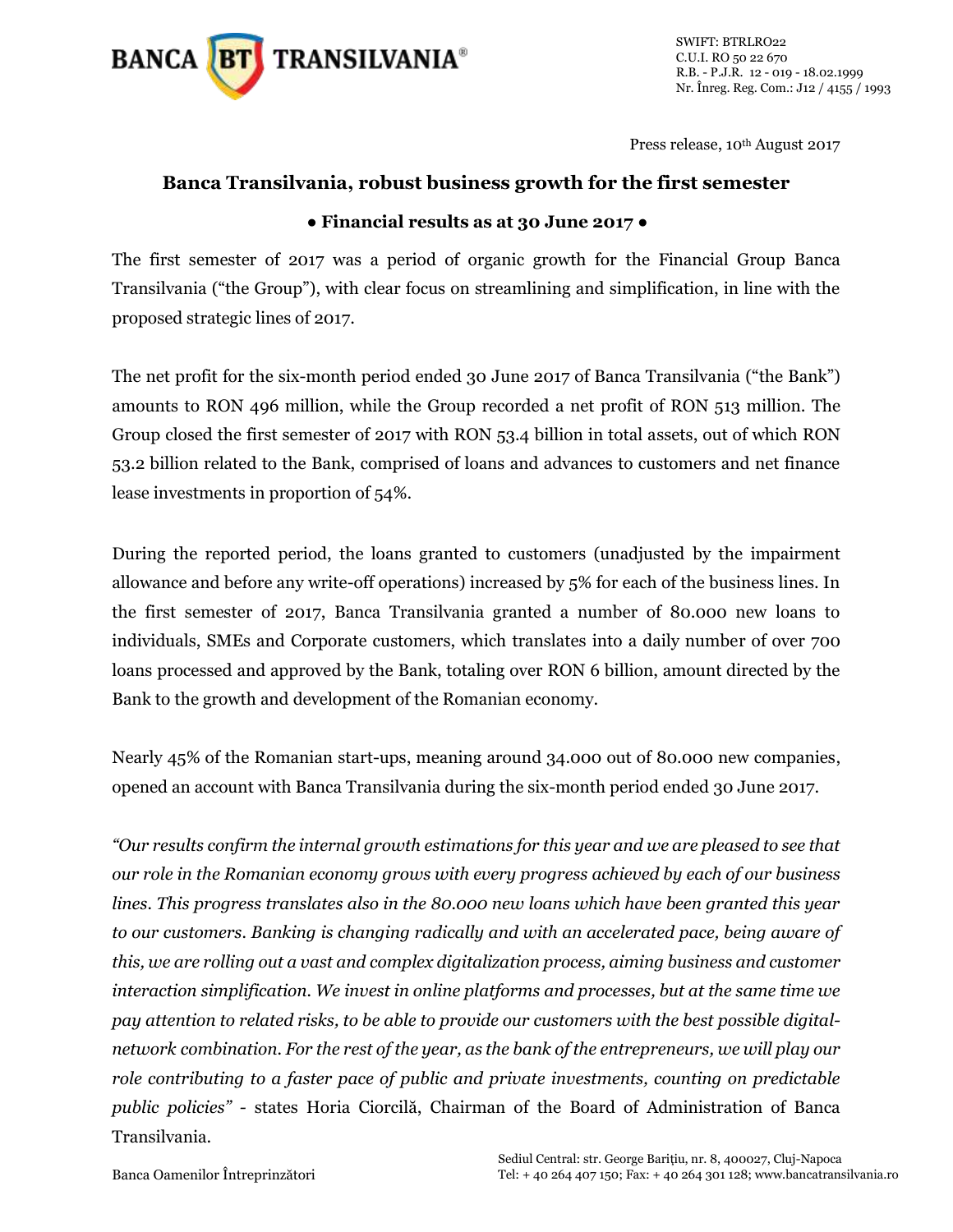SWIFT: BTRLRO22
C.U.I. RO 50 22 670
R.B. - P.J.R. 12 - 019 - 18.02.1999
Nr. Înreg. Reg. Com.: J12 / 4155 / 1993

Press release, 10th August 2017

# Banca Transilvania, robust business growth for the first semester

## ● Financial results as at 30 June 2017 ●

The first semester of 2017 was a period of organic growth for the Financial Group Banca Transilvania ("the Group"), with clear focus on streamlining and simplification, in line with the proposed strategic lines of 2017.

The net profit for the six-month period ended 30 June 2017 of Banca Transilvania ("the Bank") amounts to RON 496 million, while the Group recorded a net profit of RON 513 million. The Group closed the first semester of 2017 with RON 53.4 billion in total assets, out of which RON 53.2 billion related to the Bank, comprised of loans and advances to customers and net finance lease investments in proportion of 54%.

During the reported period, the loans granted to customers (unadjusted by the impairment allowance and before any write-off operations) increased by 5% for each of the business lines. In the first semester of 2017, Banca Transilvania granted a number of 80.000 new loans to individuals, SMEs and Corporate customers, which translates into a daily number of over 700 loans processed and approved by the Bank, totaling over RON 6 billion, amount directed by the Bank to the growth and development of the Romanian economy.

Nearly 45% of the Romanian start-ups, meaning around 34.000 out of 80.000 new companies, opened an account with Banca Transilvania during the six-month period ended 30 June 2017.

*"Our results confirm the internal growth estimations for this year and we are pleased to see that our role in the Romanian economy grows with every progress achieved by each of our business lines. This progress translates also in the 80.000 new loans which have been granted this year to our customers. Banking is changing radically and with an accelerated pace, being aware of this, we are rolling out a vast and complex digitalization process, aiming business and customer interaction simplification. We invest in online platforms and processes, but at the same time we pay attention to related risks, to be able to provide our customers with the best possible digital-network combination. For the rest of the year, as the bank of the entrepreneurs, we will play our role contributing to a faster pace of public and private investments, counting on predictable public policies"* - states Horia Ciorcilă, Chairman of the Board of Administration of Banca Transilvania.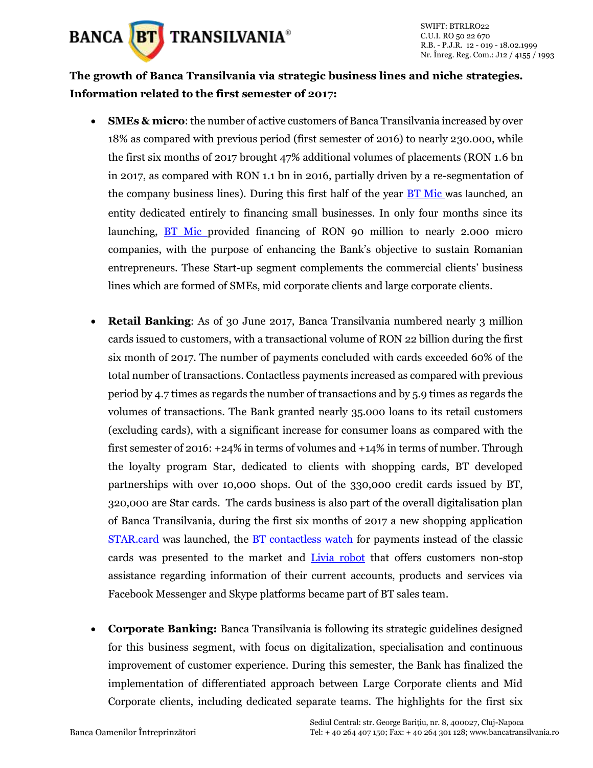**The growth of Banca Transilvania via strategic business lines and niche strategies. Information related to the first semester of 2017:**

- **SMEs & micro**: the number of active customers of Banca Transilvania increased by over 18% as compared with previous period (first semester of 2016) to nearly 230.000, while the first six months of 2017 brought 47% additional volumes of placements (RON 1.6 bn in 2017, as compared with RON 1.1 bn in 2016, partially driven by a re-segmentation of the company business lines). During this first half of the year BT Mic was launched, an entity dedicated entirely to financing small businesses. In only four months since its launching, BT Mic provided financing of RON 90 million to nearly 2.000 micro companies, with the purpose of enhancing the Bank's objective to sustain Romanian entrepreneurs. These Start-up segment complements the commercial clients' business lines which are formed of SMEs, mid corporate clients and large corporate clients.

- **Retail Banking**: As of 30 June 2017, Banca Transilvania numbered nearly 3 million cards issued to customers, with a transactional volume of RON 22 billion during the first six month of 2017. The number of payments concluded with cards exceeded 60% of the total number of transactions. Contactless payments increased as compared with previous period by 4.7 times as regards the number of transactions and by 5.9 times as regards the volumes of transactions. The Bank granted nearly 35.000 loans to its retail customers (excluding cards), with a significant increase for consumer loans as compared with the first semester of 2016: +24% in terms of volumes and +14% in terms of number. Through the loyalty program Star, dedicated to clients with shopping cards, BT developed partnerships with over 10,000 shops. Out of the 330,000 credit cards issued by BT, 320,000 are Star cards. The cards business is also part of the overall digitalisation plan of Banca Transilvania, during the first six months of 2017 a new shopping application STAR.card was launched, the BT contactless watch for payments instead of the classic cards was presented to the market and Livia robot that offers customers non-stop assistance regarding information of their current accounts, products and services via Facebook Messenger and Skype platforms became part of BT sales team.

- **Corporate Banking:** Banca Transilvania is following its strategic guidelines designed for this business segment, with focus on digitalization, specialisation and continuous improvement of customer experience. During this semester, the Bank has finalized the implementation of differentiated approach between Large Corporate clients and Mid Corporate clients, including dedicated separate teams. The highlights for the first six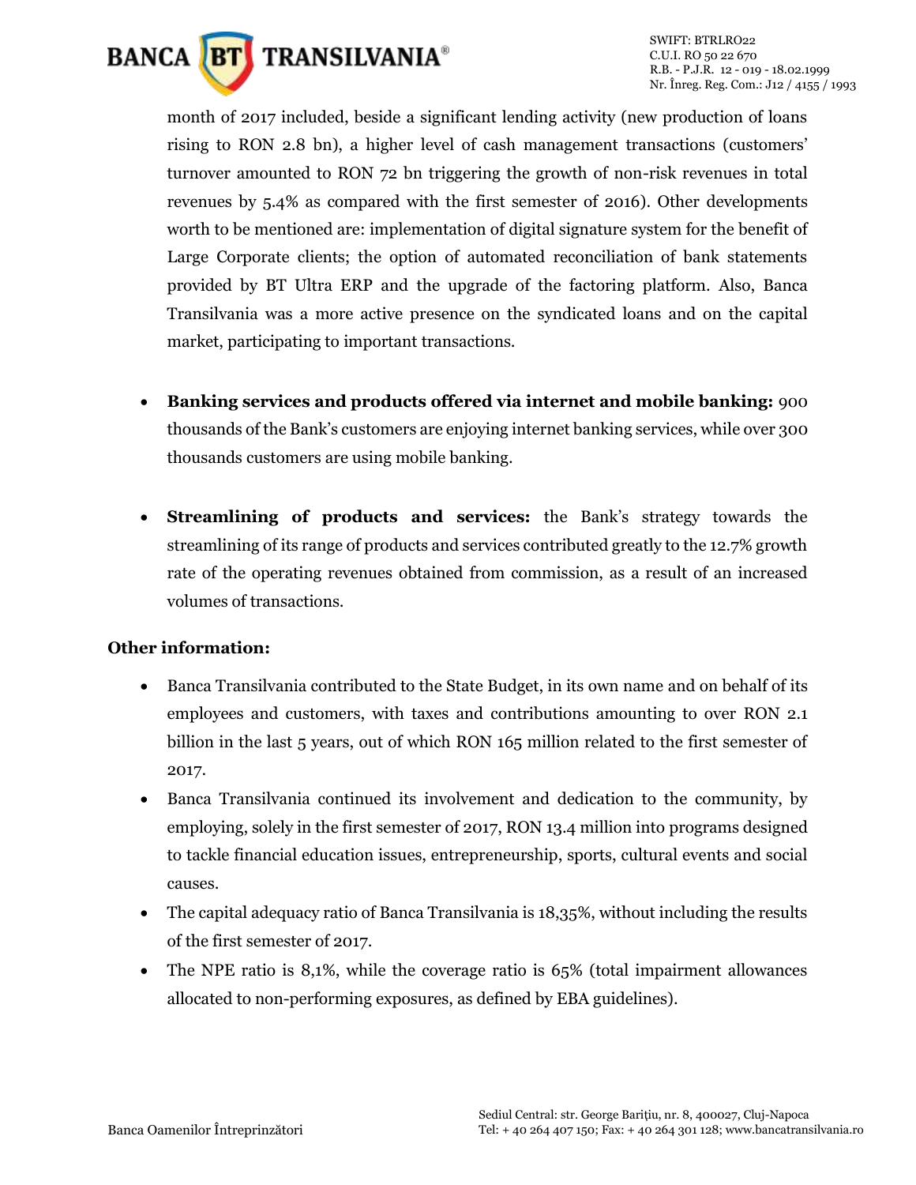month of 2017 included, beside a significant lending activity (new production of loans rising to RON 2.8 bn), a higher level of cash management transactions (customers' turnover amounted to RON 72 bn triggering the growth of non-risk revenues in total revenues by 5.4% as compared with the first semester of 2016). Other developments worth to be mentioned are: implementation of digital signature system for the benefit of Large Corporate clients; the option of automated reconciliation of bank statements provided by BT Ultra ERP and the upgrade of the factoring platform. Also, Banca Transilvania was a more active presence on the syndicated loans and on the capital market, participating to important transactions.

- **Banking services and products offered via internet and mobile banking:** 900 thousands of the Bank's customers are enjoying internet banking services, while over 300 thousands customers are using mobile banking.

- **Streamlining of products and services:** the Bank's strategy towards the streamlining of its range of products and services contributed greatly to the 12.7% growth rate of the operating revenues obtained from commission, as a result of an increased volumes of transactions.

**Other information:**

- Banca Transilvania contributed to the State Budget, in its own name and on behalf of its employees and customers, with taxes and contributions amounting to over RON 2.1 billion in the last 5 years, out of which RON 165 million related to the first semester of 2017.
- Banca Transilvania continued its involvement and dedication to the community, by employing, solely in the first semester of 2017, RON 13.4 million into programs designed to tackle financial education issues, entrepreneurship, sports, cultural events and social causes.
- The capital adequacy ratio of Banca Transilvania is 18,35%, without including the results of the first semester of 2017.
- The NPE ratio is 8,1%, while the coverage ratio is 65% (total impairment allowances allocated to non-performing exposures, as defined by EBA guidelines).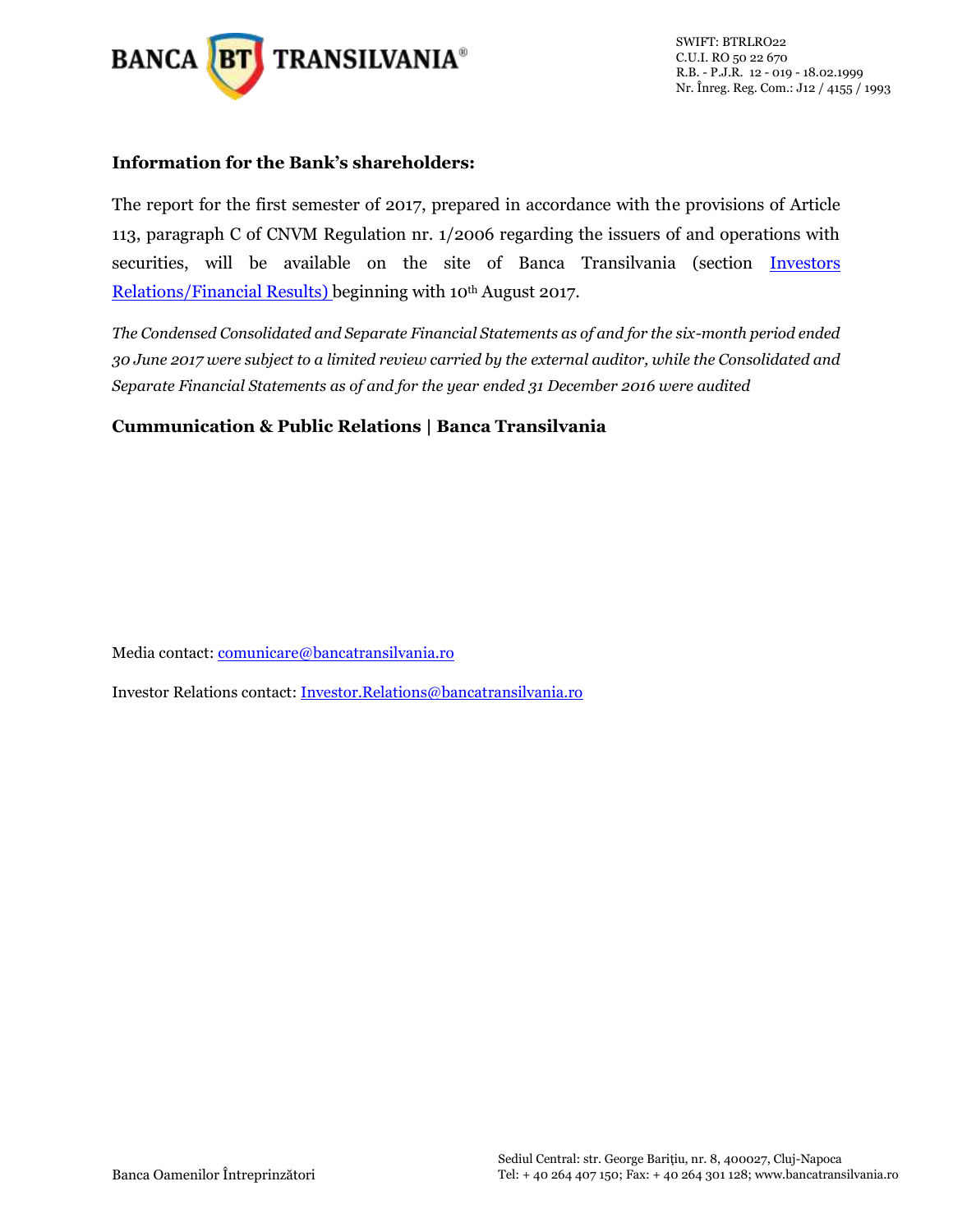**Information for the Bank's shareholders:**

The report for the first semester of 2017, prepared in accordance with the provisions of Article 113, paragraph C of CNVM Regulation nr. 1/2006 regarding the issuers of and operations with securities, will be available on the site of Banca Transilvania (section Investors Relations/Financial Results) beginning with 10th August 2017.

*The Condensed Consolidated and Separate Financial Statements as of and for the six-month period ended 30 June 2017 were subject to a limited review carried by the external auditor, while the Consolidated and Separate Financial Statements as of and for the year ended 31 December 2016 were audited*

**Cummunication & Public Relations | Banca Transilvania**

Media contact: comunicare@bancatransilvania.ro

Investor Relations contact: Investor.Relations@bancatransilvania.ro